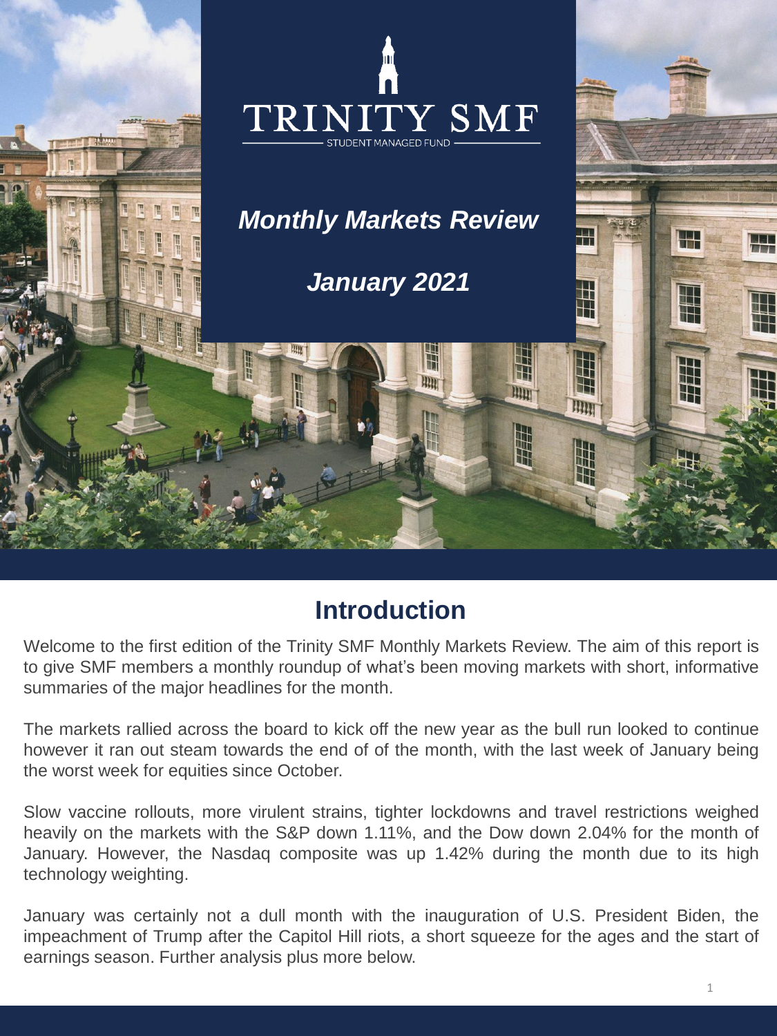# TRINITY SMF

STUDENT MANAGED FUND

***Monthly Markets Review***

***January 2021***

## Introduction

Welcome to the first edition of the Trinity SMF Monthly Markets Review. The aim of this report is to give SMF members a monthly roundup of what's been moving markets with short, informative summaries of the major headlines for the month.

The markets rallied across the board to kick off the new year as the bull run looked to continue however it ran out steam towards the end of of the month, with the last week of January being the worst week for equities since October.

Slow vaccine rollouts, more virulent strains, tighter lockdowns and travel restrictions weighed heavily on the markets with the S&P down 1.11%, and the Dow down 2.04% for the month of January. However, the Nasdaq composite was up 1.42% during the month due to its high technology weighting.

January was certainly not a dull month with the inauguration of U.S. President Biden, the impeachment of Trump after the Capitol Hill riots, a short squeeze for the ages and the start of earnings season. Further analysis plus more below.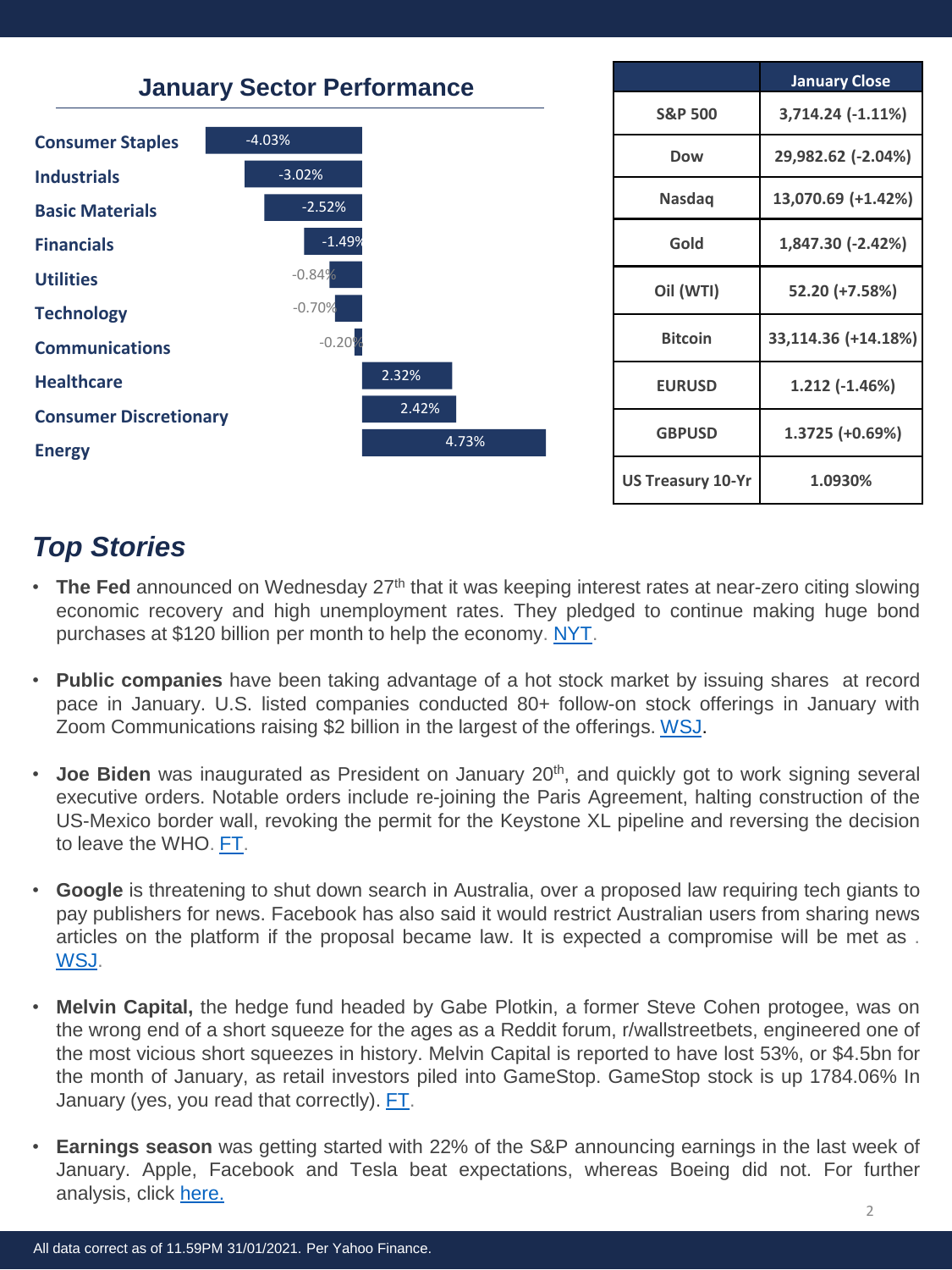## January Sector Performance

| Sector | Performance |
|---|---|
| Consumer Staples | -4.03% |
| Industrials | -3.02% |
| Basic Materials | -2.52% |
| Financials | -1.49% |
| Utilities | -0.84% |
| Technology | -0.70% |
| Communications | -0.20% |
| Healthcare | 2.32% |
| Consumer Discretionary | 2.42% |
| Energy | 4.73% |

| | January Close |
|---|---|
| S&P 500 | 3,714.24 (-1.11%) |
| Dow | 29,982.62 (-2.04%) |
| Nasdaq | 13,070.69 (+1.42%) |
| Gold | 1,847.30 (-2.42%) |
| Oil (WTI) | 52.20 (+7.58%) |
| Bitcoin | 33,114.36 (+14.18%) |
| EURUSD | 1.212 (-1.46%) |
| GBPUSD | 1.3725 (+0.69%) |
| US Treasury 10-Yr | 1.0930% |

## *Top Stories*

- **The Fed** announced on Wednesday 27th that it was keeping interest rates at near-zero citing slowing economic recovery and high unemployment rates. They pledged to continue making huge bond purchases at $120 billion per month to help the economy. NYT.
- **Public companies** have been taking advantage of a hot stock market by issuing shares at record pace in January. U.S. listed companies conducted 80+ follow-on stock offerings in January with Zoom Communications raising $2 billion in the largest of the offerings. WSJ.
- **Joe Biden** was inaugurated as President on January 20th, and quickly got to work signing several executive orders. Notable orders include re-joining the Paris Agreement, halting construction of the US-Mexico border wall, revoking the permit for the Keystone XL pipeline and reversing the decision to leave the WHO. FT.
- **Google** is threatening to shut down search in Australia, over a proposed law requiring tech giants to pay publishers for news. Facebook has also said it would restrict Australian users from sharing news articles on the platform if the proposal became law. It is expected a compromise will be met as . WSJ.
- **Melvin Capital,** the hedge fund headed by Gabe Plotkin, a former Steve Cohen protogee, was on the wrong end of a short squeeze for the ages as a Reddit forum, r/wallstreetbets, engineered one of the most vicious short squeezes in history. Melvin Capital is reported to have lost 53%, or $4.5bn for the month of January, as retail investors piled into GameStop. GameStop stock is up 1784.06% In January (yes, you read that correctly). FT.
- **Earnings season** was getting started with 22% of the S&P announcing earnings in the last week of January. Apple, Facebook and Tesla beat expectations, whereas Boeing did not. For further analysis, click here.

All data correct as of 11.59PM 31/01/2021. Per Yahoo Finance.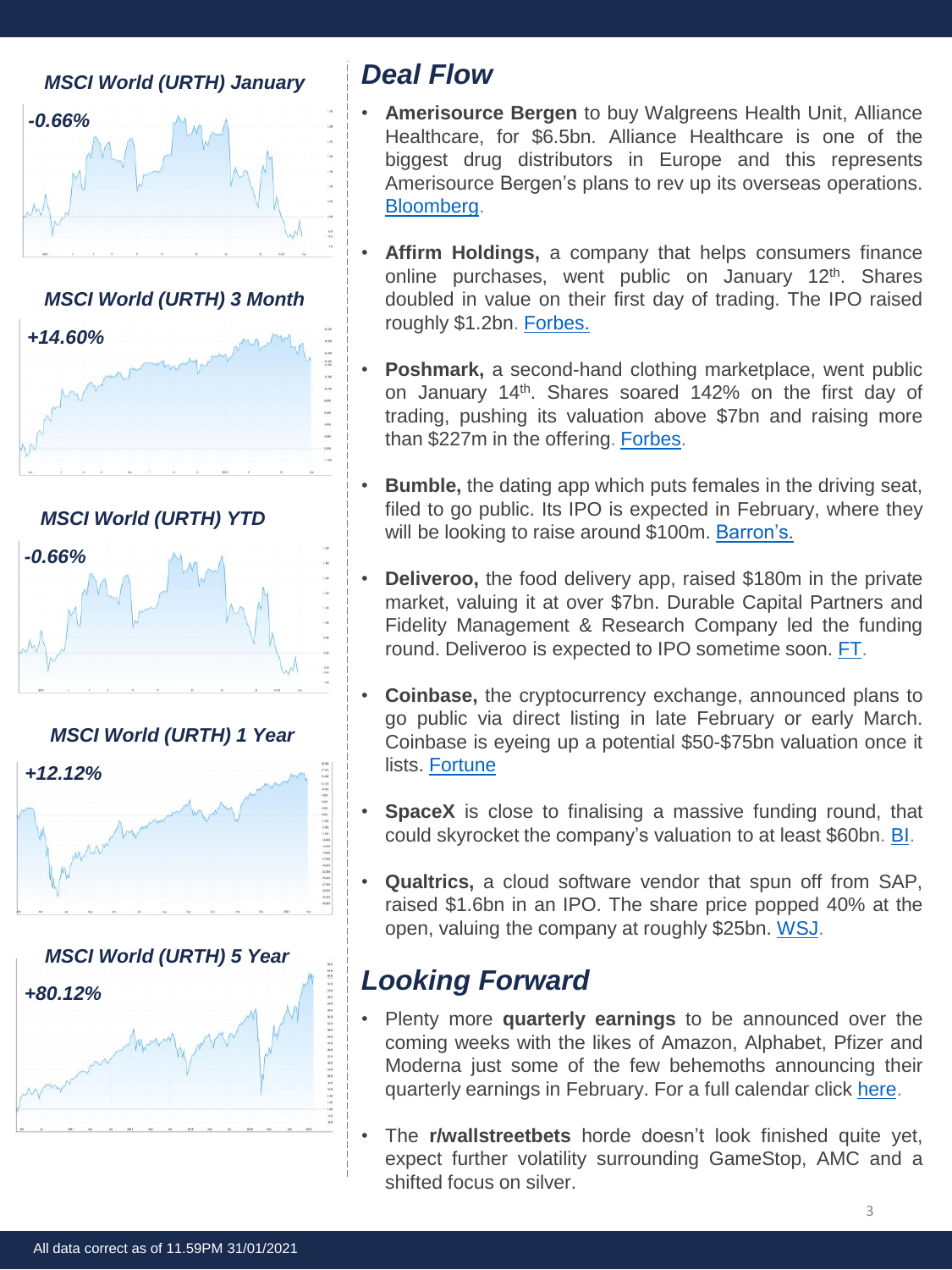### MSCI World (URTH) January

-0.66%

### MSCI World (URTH) 3 Month

+14.60%

### MSCI World (URTH) YTD

-0.66%

### MSCI World (URTH) 1 Year

+12.12%

### MSCI World (URTH) 5 Year

+80.12%

## Deal Flow

- **Amerisource Bergen** to buy Walgreens Health Unit, Alliance Healthcare, for $6.5bn. Alliance Healthcare is one of the biggest drug distributors in Europe and this represents Amerisource Bergen's plans to rev up its overseas operations. Bloomberg.
- **Affirm Holdings,** a company that helps consumers finance online purchases, went public on January 12th. Shares doubled in value on their first day of trading. The IPO raised roughly $1.2bn. Forbes.
- **Poshmark,** a second-hand clothing marketplace, went public on January 14th. Shares soared 142% on the first day of trading, pushing its valuation above $7bn and raising more than $227m in the offering. Forbes.
- **Bumble,** the dating app which puts females in the driving seat, filed to go public. Its IPO is expected in February, where they will be looking to raise around $100m. Barron's.
- **Deliveroo,** the food delivery app, raised $180m in the private market, valuing it at over $7bn. Durable Capital Partners and Fidelity Management & Research Company led the funding round. Deliveroo is expected to IPO sometime soon. FT.
- **Coinbase,** the cryptocurrency exchange, announced plans to go public via direct listing in late February or early March. Coinbase is eyeing up a potential $50-$75bn valuation once it lists. Fortune
- **SpaceX** is close to finalising a massive funding round, that could skyrocket the company's valuation to at least $60bn. BI.
- **Qualtrics,** a cloud software vendor that spun off from SAP, raised $1.6bn in an IPO. The share price popped 40% at the open, valuing the company at roughly $25bn. WSJ.

## Looking Forward

- Plenty more **quarterly earnings** to be announced over the coming weeks with the likes of Amazon, Alphabet, Pfizer and Moderna just some of the few behemoths announcing their quarterly earnings in February. For a full calendar click here.
- The **r/wallstreetbets** horde doesn't look finished quite yet, expect further volatility surrounding GameStop, AMC and a shifted focus on silver.

All data correct as of 11.59PM 31/01/2021